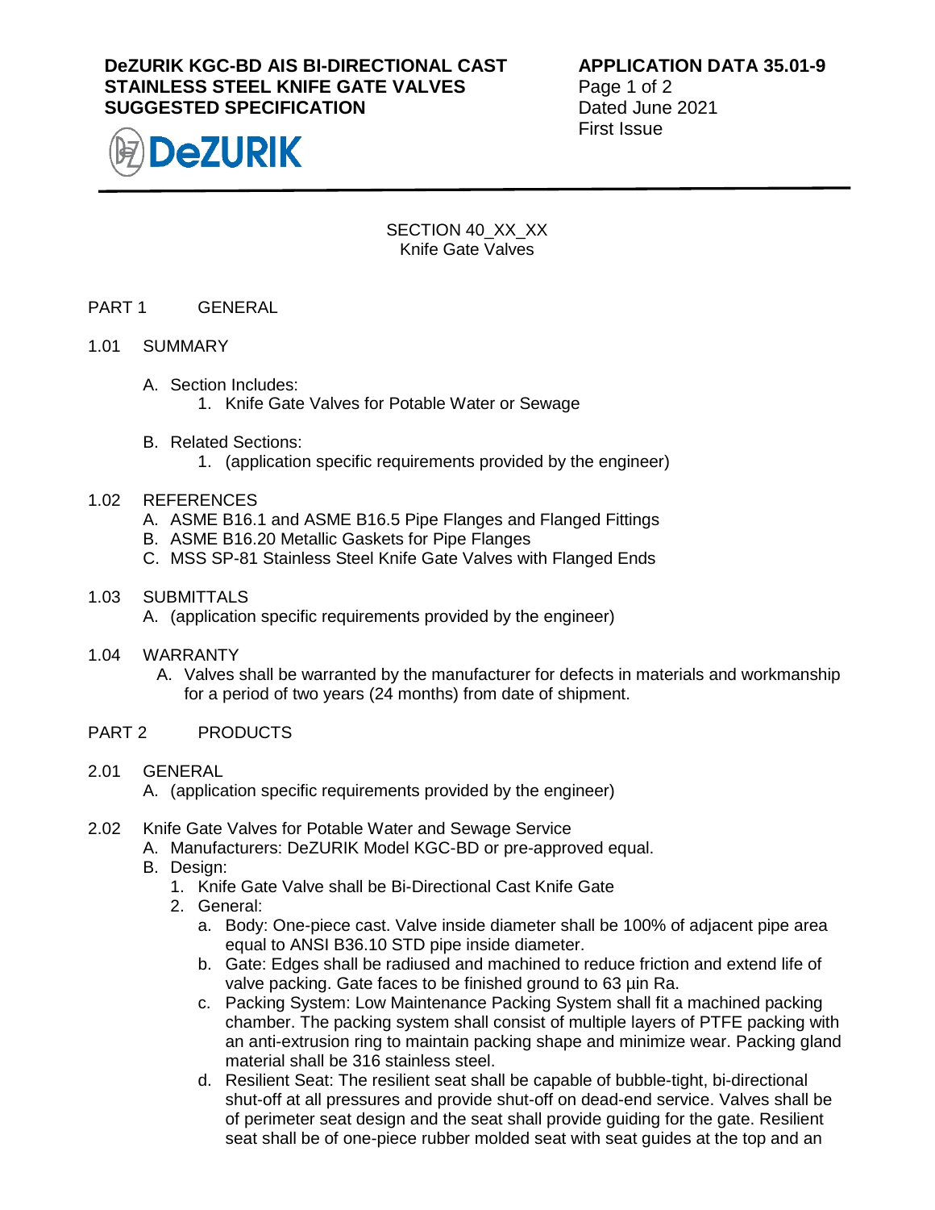# DeZURIK KGC-BD AIS BI-DIRECTIONAL CAST STAINLESS STEEL KNIFE GATE VALVES SUGGESTED SPECIFICATION

**APPLICATION DATA 35.01-9**
Dated June 2021
First Issue

SECTION 40_XX_XX
Knife Gate Valves

## PART 1 GENERAL

### 1.01 SUMMARY

A. Section Includes:
   1. Knife Gate Valves for Potable Water or Sewage

B. Related Sections:
   1. (application specific requirements provided by the engineer)

### 1.02 REFERENCES

A. ASME B16.1 and ASME B16.5 Pipe Flanges and Flanged Fittings
B. ASME B16.20 Metallic Gaskets for Pipe Flanges
C. MSS SP-81 Stainless Steel Knife Gate Valves with Flanged Ends

### 1.03 SUBMITTALS

A. (application specific requirements provided by the engineer)

### 1.04 WARRANTY

A. Valves shall be warranted by the manufacturer for defects in materials and workmanship for a period of two years (24 months) from date of shipment.

## PART 2 PRODUCTS

### 2.01 GENERAL

A. (application specific requirements provided by the engineer)

### 2.02 Knife Gate Valves for Potable Water and Sewage Service

A. Manufacturers: DeZURIK Model KGC-BD or pre-approved equal.
B. Design:
   1. Knife Gate Valve shall be Bi-Directional Cast Knife Gate
   2. General:
      a. Body: One-piece cast. Valve inside diameter shall be 100% of adjacent pipe area equal to ANSI B36.10 STD pipe inside diameter.
      b. Gate: Edges shall be radiused and machined to reduce friction and extend life of valve packing. Gate faces to be finished ground to 63 µin Ra.
      c. Packing System: Low Maintenance Packing System shall fit a machined packing chamber. The packing system shall consist of multiple layers of PTFE packing with an anti-extrusion ring to maintain packing shape and minimize wear. Packing gland material shall be 316 stainless steel.
      d. Resilient Seat: The resilient seat shall be capable of bubble-tight, bi-directional shut-off at all pressures and provide shut-off on dead-end service. Valves shall be of perimeter seat design and the seat shall provide guiding for the gate. Resilient seat shall be of one-piece rubber molded seat with seat guides at the top and an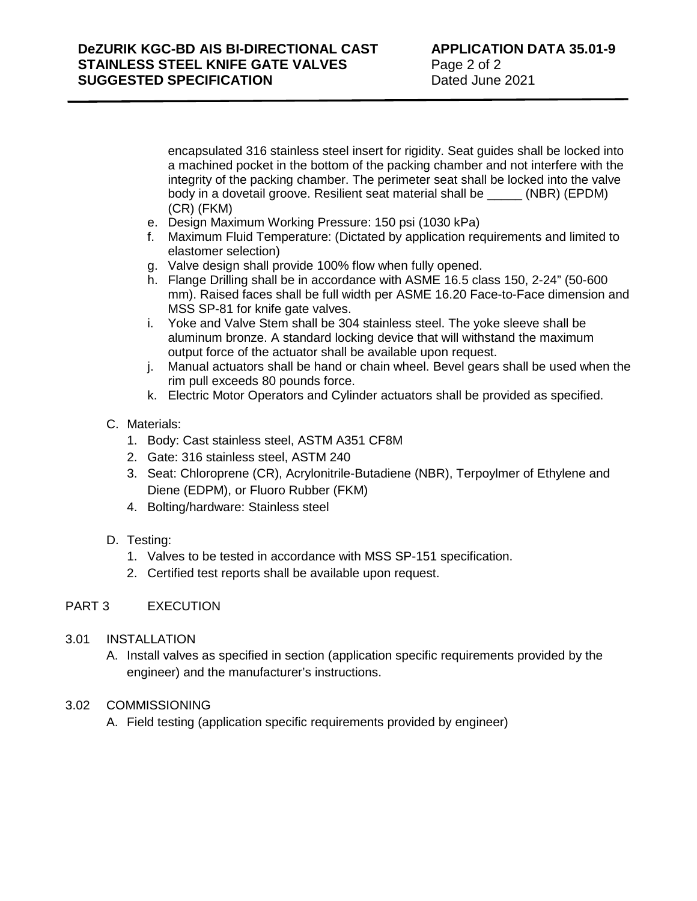encapsulated 316 stainless steel insert for rigidity. Seat guides shall be locked into a machined pocket in the bottom of the packing chamber and not interfere with the integrity of the packing chamber. The perimeter seat shall be locked into the valve body in a dovetail groove. Resilient seat material shall be _____ (NBR) (EPDM) (CR) (FKM)

e. Design Maximum Working Pressure: 150 psi (1030 kPa)
f. Maximum Fluid Temperature: (Dictated by application requirements and limited to elastomer selection)
g. Valve design shall provide 100% flow when fully opened.
h. Flange Drilling shall be in accordance with ASME 16.5 class 150, 2-24" (50-600 mm). Raised faces shall be full width per ASME 16.20 Face-to-Face dimension and MSS SP-81 for knife gate valves.
i. Yoke and Valve Stem shall be 304 stainless steel. The yoke sleeve shall be aluminum bronze. A standard locking device that will withstand the maximum output force of the actuator shall be available upon request.
j. Manual actuators shall be hand or chain wheel. Bevel gears shall be used when the rim pull exceeds 80 pounds force.
k. Electric Motor Operators and Cylinder actuators shall be provided as specified.

C. Materials:
1. Body: Cast stainless steel, ASTM A351 CF8M
2. Gate: 316 stainless steel, ASTM 240
3. Seat: Chloroprene (CR), Acrylonitrile-Butadiene (NBR), Terpoylmer of Ethylene and Diene (EDPM), or Fluoro Rubber (FKM)
4. Bolting/hardware: Stainless steel

D. Testing:
1. Valves to be tested in accordance with MSS SP-151 specification.
2. Certified test reports shall be available upon request.

## PART 3 EXECUTION

### 3.01 INSTALLATION

A. Install valves as specified in section (application specific requirements provided by the engineer) and the manufacturer's instructions.

### 3.02 COMMISSIONING

A. Field testing (application specific requirements provided by engineer)